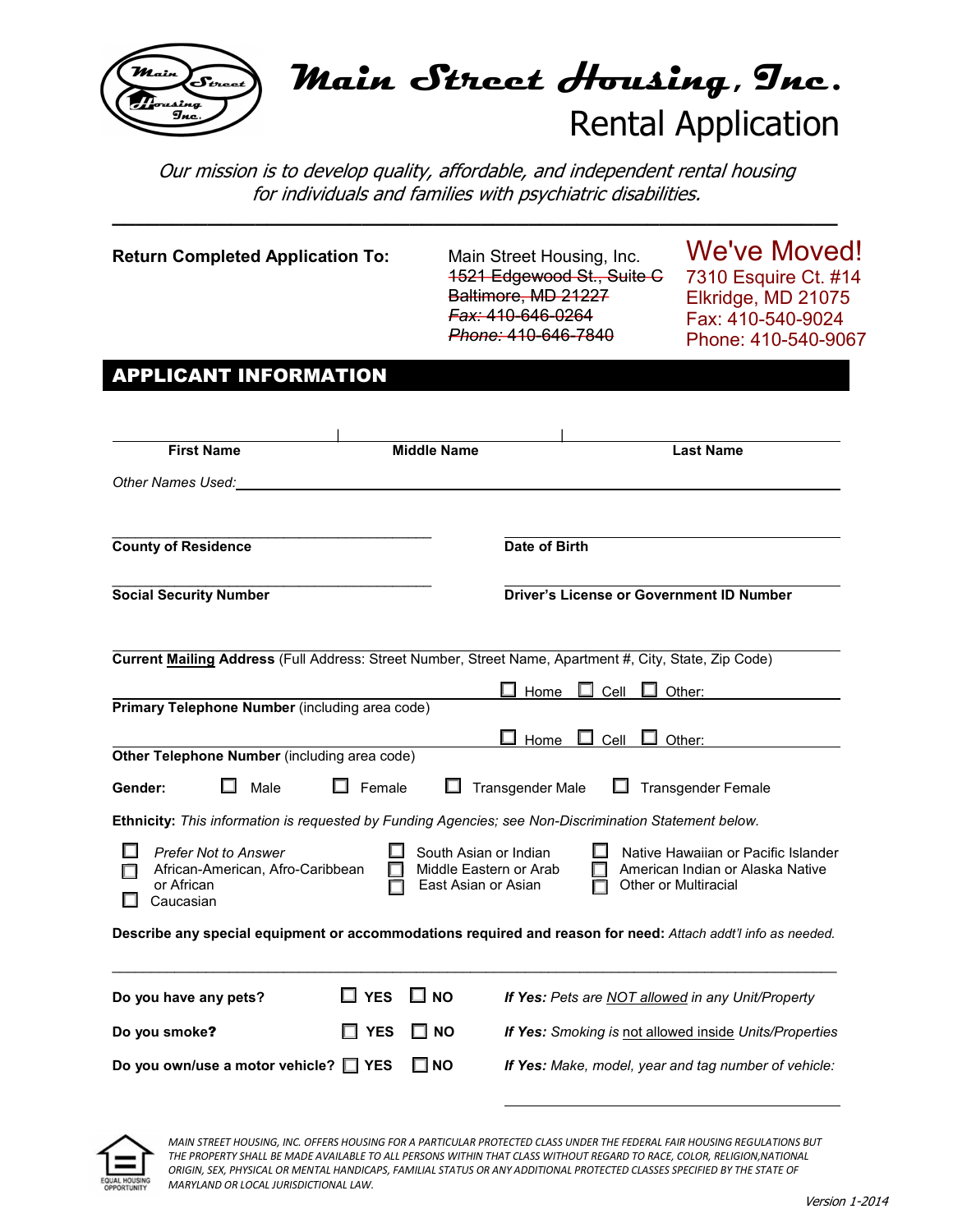# Main Street Housing, Inc.

## Rental Application

*Our mission is to develop quality, affordable, and independent rental housing for individuals and families with psychiatric disabilities.*

---

**Return Completed Application To:**

Main Street Housing, Inc.
~~1521 Edgewood St., Suite C~~
~~Baltimore, MD 21227~~
~~*Fax:* 410-646-0264~~
~~*Phone:* 410-646-7840~~

**We've Moved!**
7310 Esquire Ct. #14
Elkridge, MD 21075
Fax: 410-540-9024
Phone: 410-540-9067

## APPLICANT INFORMATION

| First Name | Middle Name | Last Name |
|---|---|---|
| | | |

*Other Names Used:* ______________________________

**County of Residence** ______________________ **Date of Birth** ______________________

**Social Security Number** ______________________ **Driver's License or Government ID Number** ______________________

**Current Mailing Address** (Full Address: Street Number, Street Name, Apartment #, City, State, Zip Code) ______________________

**Primary Telephone Number** (including area code) ______________________ ☐ Home ☐ Cell ☐ Other:

**Other Telephone Number** (including area code) ______________________ ☐ Home ☐ Cell ☐ Other:

**Gender:** ☐ Male ☐ Female ☐ Transgender Male ☐ Transgender Female

**Ethnicity:** *This information is requested by Funding Agencies; see Non-Discrimination Statement below.*

- ☐ *Prefer Not to Answer*
- ☐ African-American, Afro-Caribbean or African
- ☐ Caucasian
- ☐ South Asian or Indian
- ☐ Middle Eastern or Arab
- ☐ East Asian or Asian
- ☐ Native Hawaiian or Pacific Islander
- ☐ American Indian or Alaska Native
- ☐ Other or Multiracial

**Describe any special equipment or accommodations required and reason for need:** *Attach addt'l info as needed.*

______________________________

**Do you have any pets?** ☐ **YES** ☐ **NO** — ***If Yes:*** *Pets are NOT allowed in any Unit/Property*

**Do you smoke?** ☐ **YES** ☐ **NO** — ***If Yes:*** *Smoking is not allowed inside Units/Properties*

**Do you own/use a motor vehicle?** ☐ **YES** ☐ **NO** — ***If Yes:*** *Make, model, year and tag number of vehicle:* ______________________

*MAIN STREET HOUSING, INC. OFFERS HOUSING FOR A PARTICULAR PROTECTED CLASS UNDER THE FEDERAL FAIR HOUSING REGULATIONS BUT THE PROPERTY SHALL BE MADE AVAILABLE TO ALL PERSONS WITHIN THAT CLASS WITHOUT REGARD TO RACE, COLOR, RELIGION, NATIONAL ORIGIN, SEX, PHYSICAL OR MENTAL HANDICAPS, FAMILIAL STATUS OR ANY ADDITIONAL PROTECTED CLASSES SPECIFIED BY THE STATE OF MARYLAND OR LOCAL JURISDICTIONAL LAW.*

EQUAL HOUSING OPPORTUNITY

*Version 1-2014*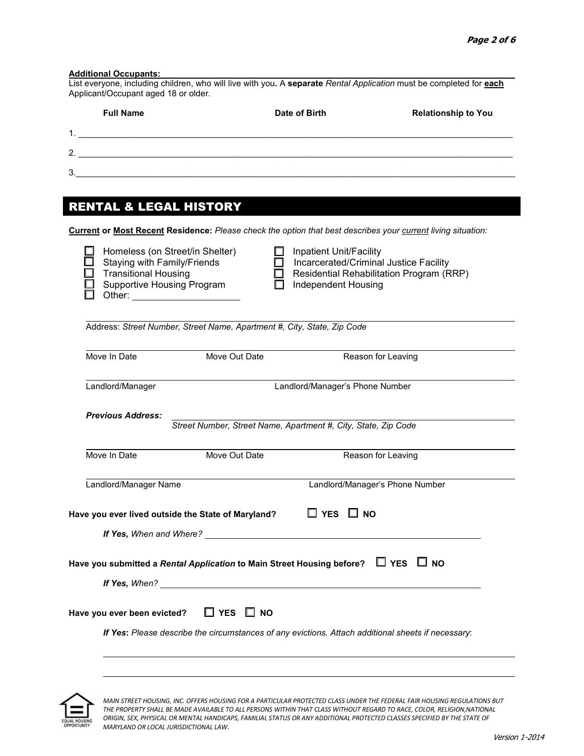**Additional Occupants:**

List everyone, including children, who will live with you. A **separate** *Rental Application* must be completed for **each** Applicant/Occupant aged 18 or older.

| | Full Name | Date of Birth | Relationship to You |
|---|---|---|---|
| 1. | | | |
| 2. | | | |
| 3. | | | |

## RENTAL & LEGAL HISTORY

**Current** or **Most Recent Residence:** *Please check the option that best describes your current living situation:*

- ☐ Homeless (on Street/in Shelter)
- ☐ Staying with Family/Friends
- ☐ Transitional Housing
- ☐ Supportive Housing Program
- ☐ Other: ____________________
- ☐ Inpatient Unit/Facility
- ☐ Incarcerated/Criminal Justice Facility
- ☐ Residential Rehabilitation Program (RRP)
- ☐ Independent Housing

Address: *Street Number, Street Name, Apartment #, City, State, Zip Code*

Move In Date | Move Out Date | Reason for Leaving

Landlord/Manager | Landlord/Manager's Phone Number

***Previous Address:*** *Street Number, Street Name, Apartment #, City, State, Zip Code*

Move In Date | Move Out Date | Reason for Leaving

Landlord/Manager Name | Landlord/Manager's Phone Number

**Have you ever lived outside the State of Maryland?** ☐ **YES** ☐ **NO**

***If Yes,*** *When and Where?* ____________________

**Have you submitted a *Rental Application* to Main Street Housing before?** ☐ **YES** ☐ **NO**

***If Yes,*** *When?* ____________________

**Have you ever been evicted?** ☐ **YES** ☐ **NO**

***If Yes**: Please describe the circumstances of any evictions. Attach additional sheets if necessary*:

____________________

____________________

*MAIN STREET HOUSING, INC. OFFERS HOUSING FOR A PARTICULAR PROTECTED CLASS UNDER THE FEDERAL FAIR HOUSING REGULATIONS BUT THE PROPERTY SHALL BE MADE AVAILABLE TO ALL PERSONS WITHIN THAT CLASS WITHOUT REGARD TO RACE, COLOR, RELIGION,NATIONAL ORIGIN, SEX, PHYSICAL OR MENTAL HANDICAPS, FAMILIAL STATUS OR ANY ADDITIONAL PROTECTED CLASSES SPECIFIED BY THE STATE OF MARYLAND OR LOCAL JURISDICTIONAL LAW.*

*Version 1-2014*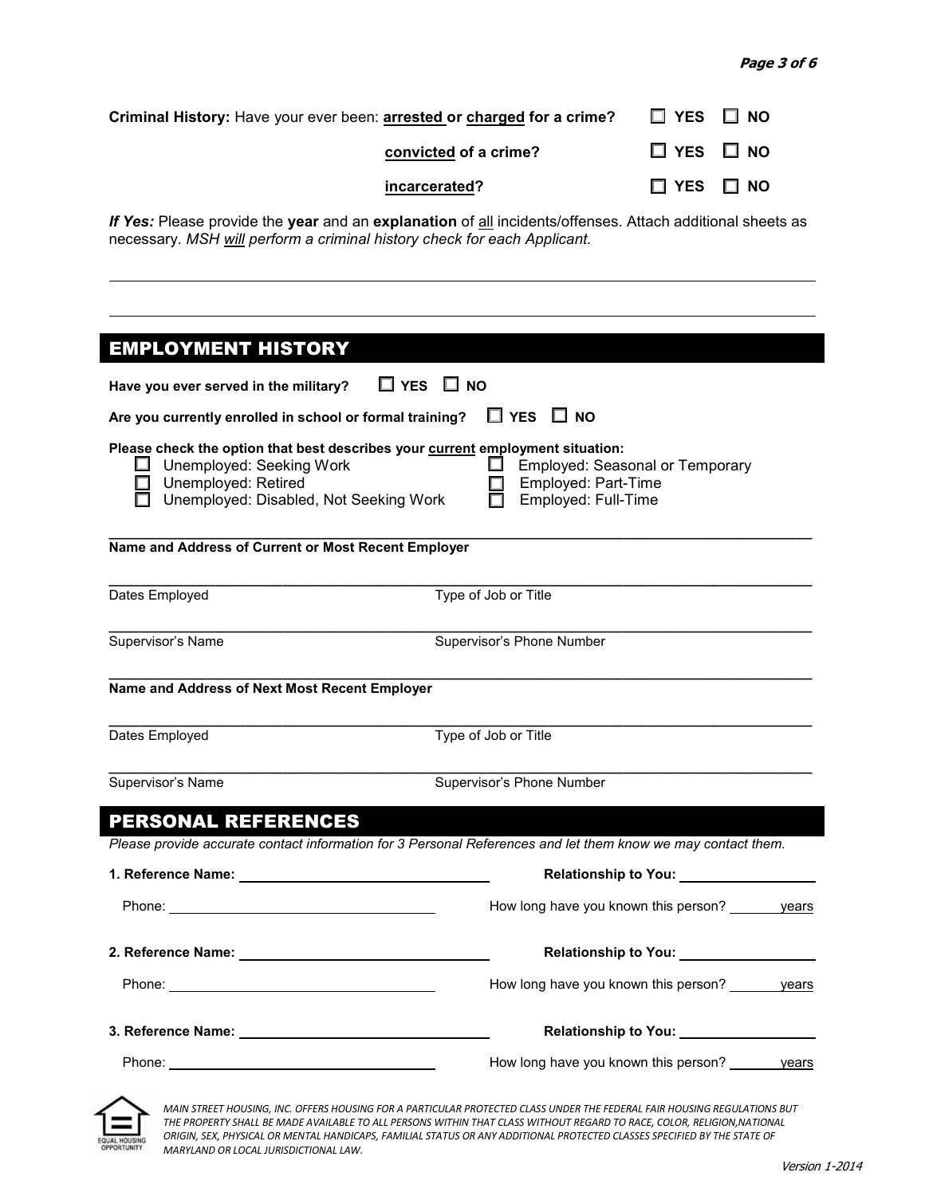**Criminal History:** Have your ever been: **arrested or charged for a crime?** ☐ **YES** ☐ **NO**

**convicted of a crime?** ☐ **YES** ☐ **NO**

**incarcerated?** ☐ **YES** ☐ **NO**

***If Yes:*** Please provide the **year** and an **explanation** of all incidents/offenses. Attach additional sheets as necessary. *MSH will perform a criminal history check for each Applicant.*

_______________________________________________________________________________

_______________________________________________________________________________

## EMPLOYMENT HISTORY

**Have you ever served in the military?** ☐ **YES** ☐ **NO**

**Are you currently enrolled in school or formal training?** ☐ **YES** ☐ **NO**

**Please check the option that best describes your current employment situation:**

- ☐ Unemployed: Seeking Work
- ☐ Unemployed: Retired
- ☐ Unemployed: Disabled, Not Seeking Work
- ☐ Employed: Seasonal or Temporary
- ☐ Employed: Part-Time
- ☐ Employed: Full-Time

_______________________________________________________________________________
**Name and Address of Current or Most Recent Employer**

_______________________________________________________________________________
Dates Employed — Type of Job or Title

_______________________________________________________________________________
Supervisor's Name — Supervisor's Phone Number

_______________________________________________________________________________
**Name and Address of Next Most Recent Employer**

_______________________________________________________________________________
Dates Employed — Type of Job or Title

_______________________________________________________________________________
Supervisor's Name — Supervisor's Phone Number

## PERSONAL REFERENCES

*Please provide accurate contact information for 3 Personal References and let them know we may contact them.*

**1. Reference Name:** ______________________ **Relationship to You:** ______________

Phone: ______________________ How long have you known this person? ______ years

**2. Reference Name:** ______________________ **Relationship to You:** ______________

Phone: ______________________ How long have you known this person? ______ years

**3. Reference Name:** ______________________ **Relationship to You:** ______________

Phone: ______________________ How long have you known this person? ______ years

*MAIN STREET HOUSING, INC. OFFERS HOUSING FOR A PARTICULAR PROTECTED CLASS UNDER THE FEDERAL FAIR HOUSING REGULATIONS BUT THE PROPERTY SHALL BE MADE AVAILABLE TO ALL PERSONS WITHIN THAT CLASS WITHOUT REGARD TO RACE, COLOR, RELIGION,NATIONAL ORIGIN, SEX, PHYSICAL OR MENTAL HANDICAPS, FAMILIAL STATUS OR ANY ADDITIONAL PROTECTED CLASSES SPECIFIED BY THE STATE OF MARYLAND OR LOCAL JURISDICTIONAL LAW.*

*Version 1-2014*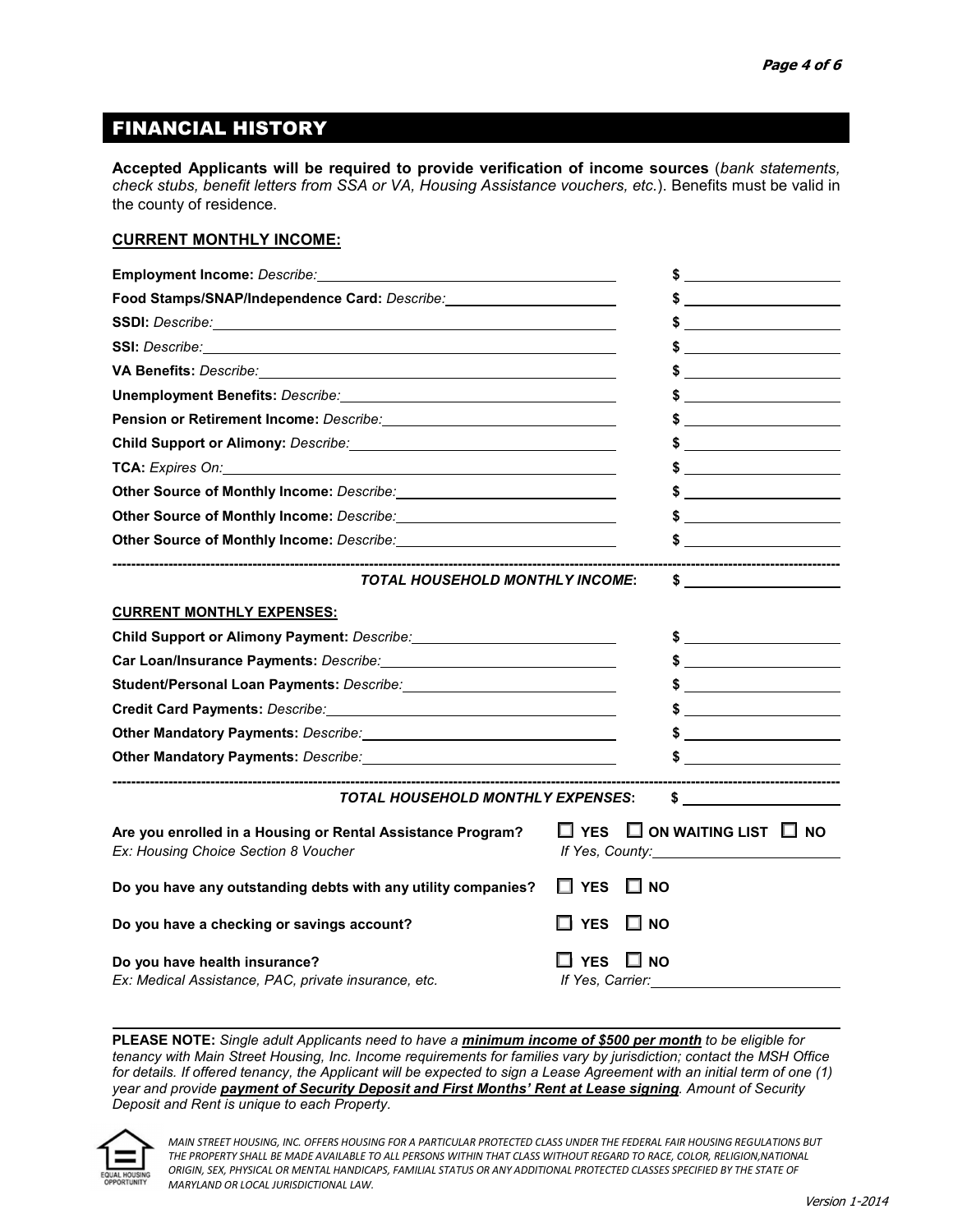## FINANCIAL HISTORY

**Accepted Applicants will be required to provide verification of income sources** (*bank statements, check stubs, benefit letters from SSA or VA, Housing Assistance vouchers, etc.*). Benefits must be valid in the county of residence.

**CURRENT MONTHLY INCOME:**

**Employment Income:** *Describe:* ________________________________ **$** ____________

**Food Stamps/SNAP/Independence Card:** *Describe:* ________________________________ **$** ____________

**SSDI:** *Describe:* ________________________________ **$** ____________

**SSI:** *Describe:* ________________________________ **$** ____________

**VA Benefits:** *Describe:* ________________________________ **$** ____________

**Unemployment Benefits:** *Describe:* ________________________________ **$** ____________

**Pension or Retirement Income:** *Describe:* ________________________________ **$** ____________

**Child Support or Alimony:** *Describe:* ________________________________ **$** ____________

**TCA:** *Expires On:* ________________________________ **$** ____________

**Other Source of Monthly Income:** *Describe:* ________________________________ **$** ____________

**Other Source of Monthly Income:** *Describe:* ________________________________ **$** ____________

**Other Source of Monthly Income:** *Describe:* ________________________________ **$** ____________

---

***TOTAL HOUSEHOLD MONTHLY INCOME*:** **$** ____________

**CURRENT MONTHLY EXPENSES:**

**Child Support or Alimony Payment:** *Describe:* ________________________________ **$** ____________

**Car Loan/Insurance Payments:** *Describe:* ________________________________ **$** ____________

**Student/Personal Loan Payments:** *Describe:* ________________________________ **$** ____________

**Credit Card Payments:** *Describe:* ________________________________ **$** ____________

**Other Mandatory Payments:** *Describe:* ________________________________ **$** ____________

**Other Mandatory Payments:** *Describe:* ________________________________ **$** ____________

---

***TOTAL HOUSEHOLD MONTHLY EXPENSES*:** **$** ____________

**Are you enrolled in a Housing or Rental Assistance Program?** ☐ **YES** ☐ **ON WAITING LIST** ☐ **NO**
*Ex: Housing Choice Section 8 Voucher* *If Yes, County:* ____________

**Do you have any outstanding debts with any utility companies?** ☐ **YES** ☐ **NO**

**Do you have a checking or savings account?** ☐ **YES** ☐ **NO**

**Do you have health insurance?** ☐ **YES** ☐ **NO**
*Ex: Medical Assistance, PAC, private insurance, etc.* *If Yes, Carrier:* ____________

---

**PLEASE NOTE:** *Single adult Applicants need to have a **minimum income of $500 per month** to be eligible for tenancy with Main Street Housing, Inc. Income requirements for families vary by jurisdiction; contact the MSH Office for details. If offered tenancy, the Applicant will be expected to sign a Lease Agreement with an initial term of one (1) year and provide **payment of Security Deposit and First Months' Rent at Lease signing**. Amount of Security Deposit and Rent is unique to each Property.*

EQUAL HOUSING OPPORTUNITY

*MAIN STREET HOUSING, INC. OFFERS HOUSING FOR A PARTICULAR PROTECTED CLASS UNDER THE FEDERAL FAIR HOUSING REGULATIONS BUT THE PROPERTY SHALL BE MADE AVAILABLE TO ALL PERSONS WITHIN THAT CLASS WITHOUT REGARD TO RACE, COLOR, RELIGION,NATIONAL ORIGIN, SEX, PHYSICAL OR MENTAL HANDICAPS, FAMILIAL STATUS OR ANY ADDITIONAL PROTECTED CLASSES SPECIFIED BY THE STATE OF MARYLAND OR LOCAL JURISDICTIONAL LAW.*

*Version 1-2014*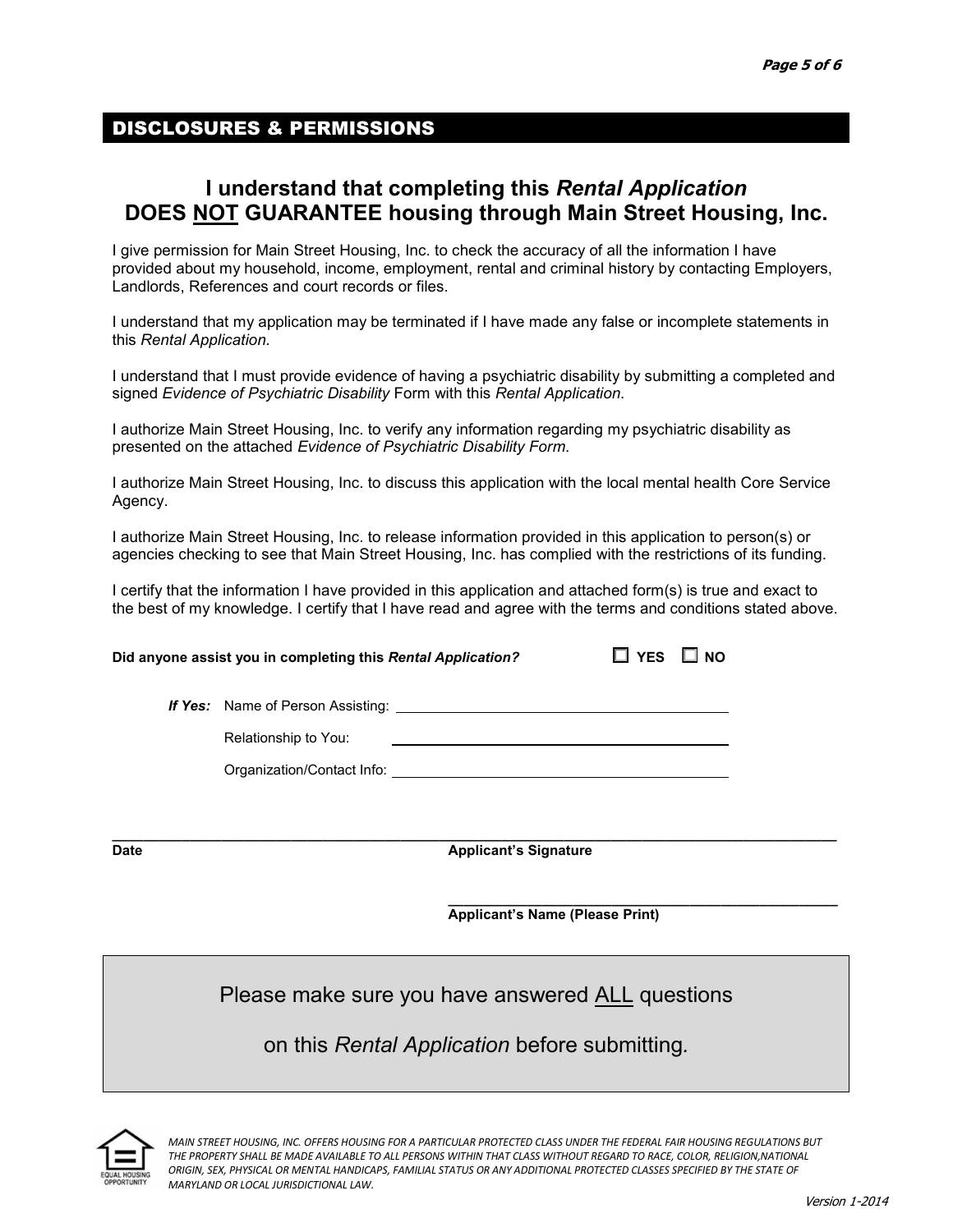## DISCLOSURES & PERMISSIONS

### I understand that completing this *Rental Application* DOES <u>NOT</u> GUARANTEE housing through Main Street Housing, Inc.

I give permission for Main Street Housing, Inc. to check the accuracy of all the information I have provided about my household, income, employment, rental and criminal history by contacting Employers, Landlords, References and court records or files.

I understand that my application may be terminated if I have made any false or incomplete statements in this *Rental Application.*

I understand that I must provide evidence of having a psychiatric disability by submitting a completed and signed *Evidence of Psychiatric Disability* Form with this *Rental Application*.

I authorize Main Street Housing, Inc. to verify any information regarding my psychiatric disability as presented on the attached *Evidence of Psychiatric Disability Form*.

I authorize Main Street Housing, Inc. to discuss this application with the local mental health Core Service Agency.

I authorize Main Street Housing, Inc. to release information provided in this application to person(s) or agencies checking to see that Main Street Housing, Inc. has complied with the restrictions of its funding.

I certify that the information I have provided in this application and attached form(s) is true and exact to the best of my knowledge. I certify that I have read and agree with the terms and conditions stated above.

**Did anyone assist you in completing this *Rental Application?*** ☐ **YES** ☐ **NO**

***If Yes:*** Name of Person Assisting: ______________________________

Relationship to You: ______________________________

Organization/Contact Info: ______________________________

______________________________ ______________________________

**Date** **Applicant's Signature**

______________________________

**Applicant's Name (Please Print)**

Please make sure you have answered <u>ALL</u> questions

on this *Rental Application* before submitting.

*MAIN STREET HOUSING, INC. OFFERS HOUSING FOR A PARTICULAR PROTECTED CLASS UNDER THE FEDERAL FAIR HOUSING REGULATIONS BUT THE PROPERTY SHALL BE MADE AVAILABLE TO ALL PERSONS WITHIN THAT CLASS WITHOUT REGARD TO RACE, COLOR, RELIGION,NATIONAL ORIGIN, SEX, PHYSICAL OR MENTAL HANDICAPS, FAMILIAL STATUS OR ANY ADDITIONAL PROTECTED CLASSES SPECIFIED BY THE STATE OF MARYLAND OR LOCAL JURISDICTIONAL LAW.*

*Version 1-2014*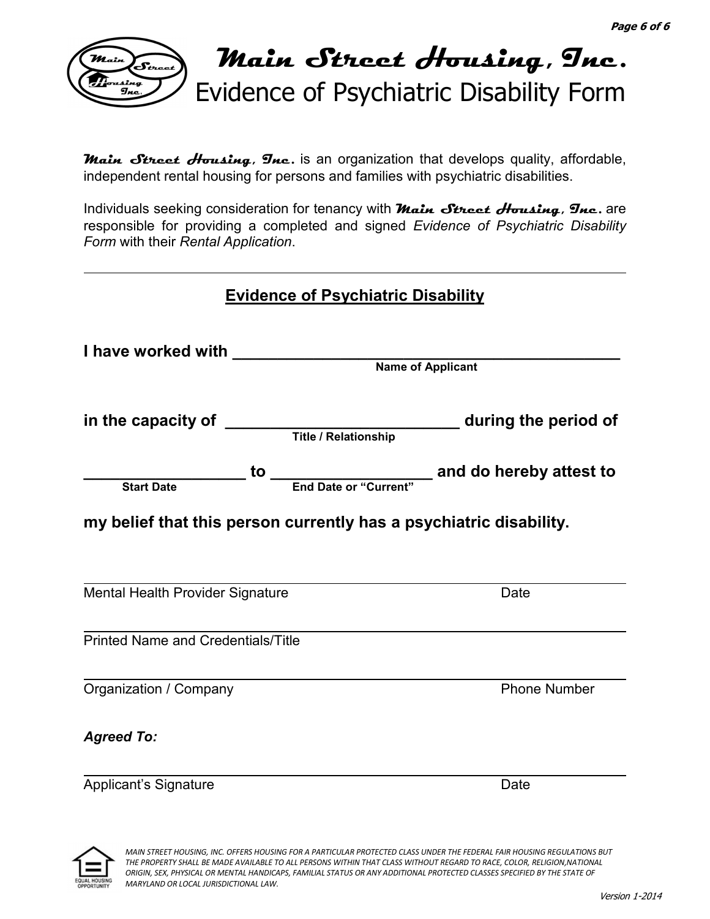# Main Street Housing, Inc.

## Evidence of Psychiatric Disability Form

**Main Street Housing, Inc.** is an organization that develops quality, affordable, independent rental housing for persons and families with psychiatric disabilities.

Individuals seeking consideration for tenancy with **Main Street Housing, Inc.** are responsible for providing a completed and signed *Evidence of Psychiatric Disability Form* with their *Rental Application*.

---

### Evidence of Psychiatric Disability

**I have worked with ____________________________________________**
Name of Applicant

**in the capacity of __________________________ during the period of**
Title / Relationship

**__________________ to __________________ and do hereby attest to**
Start Date — End Date or "Current"

**my belief that this person currently has a psychiatric disability.**

______________________________________________________________
Mental Health Provider Signature — Date

______________________________________________________________
Printed Name and Credentials/Title

______________________________________________________________
Organization / Company — Phone Number

***Agreed To:***

______________________________________________________________
Applicant's Signature — Date

*MAIN STREET HOUSING, INC. OFFERS HOUSING FOR A PARTICULAR PROTECTED CLASS UNDER THE FEDERAL FAIR HOUSING REGULATIONS BUT THE PROPERTY SHALL BE MADE AVAILABLE TO ALL PERSONS WITHIN THAT CLASS WITHOUT REGARD TO RACE, COLOR, RELIGION,NATIONAL ORIGIN, SEX, PHYSICAL OR MENTAL HANDICAPS, FAMILIAL STATUS OR ANY ADDITIONAL PROTECTED CLASSES SPECIFIED BY THE STATE OF MARYLAND OR LOCAL JURISDICTIONAL LAW.*

*Version 1-2014*